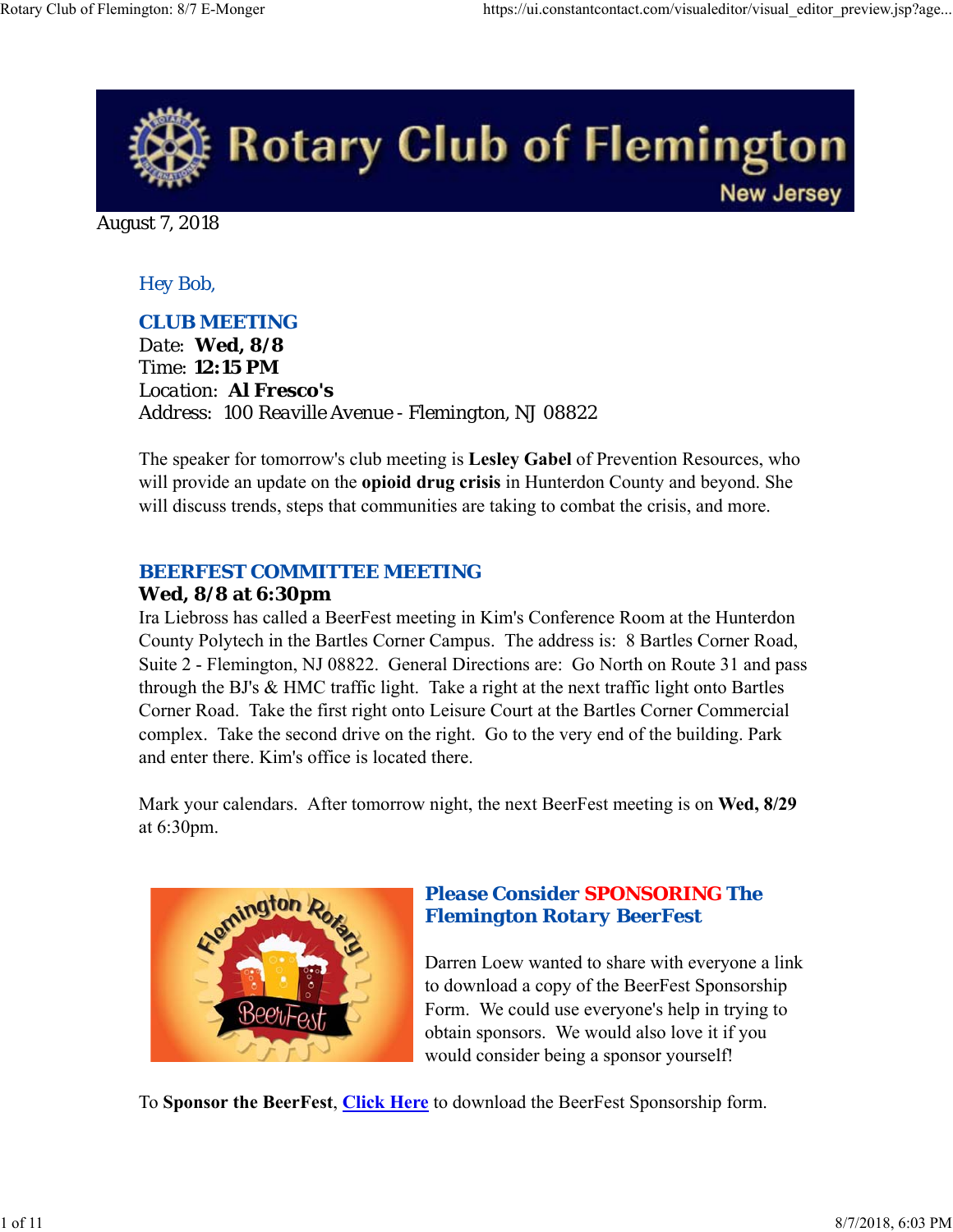# Rotary Club of Flemington

New Jersey

August 7, 2018

Hey Bob,

## CLUB MEETING

Date: **Wed, 8/8**
Time: **12:15 PM**
Location: **Al Fresco's**
Address: 100 Reaville Avenue - Flemington, NJ 08822

The speaker for tomorrow's club meeting is **Lesley Gabel** of Prevention Resources, who will provide an update on the **opioid drug crisis** in Hunterdon County and beyond. She will discuss trends, steps that communities are taking to combat the crisis, and more.

## BEERFEST COMMITTEE MEETING

**Wed, 8/8 at 6:30pm**

Ira Liebross has called a BeerFest meeting in Kim's Conference Room at the Hunterdon County Polytech in the Bartles Corner Campus. The address is: 8 Bartles Corner Road, Suite 2 - Flemington, NJ 08822. General Directions are: Go North on Route 31 and pass through the BJ's & HMC traffic light. Take a right at the next traffic light onto Bartles Corner Road. Take the first right onto Leisure Court at the Bartles Corner Commercial complex. Take the second drive on the right. Go to the very end of the building. Park and enter there. Kim's office is located there.

Mark your calendars. After tomorrow night, the next BeerFest meeting is on **Wed, 8/29** at 6:30pm.

## Please Consider SPONSORING The Flemington Rotary BeerFest

Darren Loew wanted to share with everyone a link to download a copy of the BeerFest Sponsorship Form. We could use everyone's help in trying to obtain sponsors. We would also love it if you would consider being a sponsor yourself!

To **Sponsor the BeerFest**, **Click Here** to download the BeerFest Sponsorship form.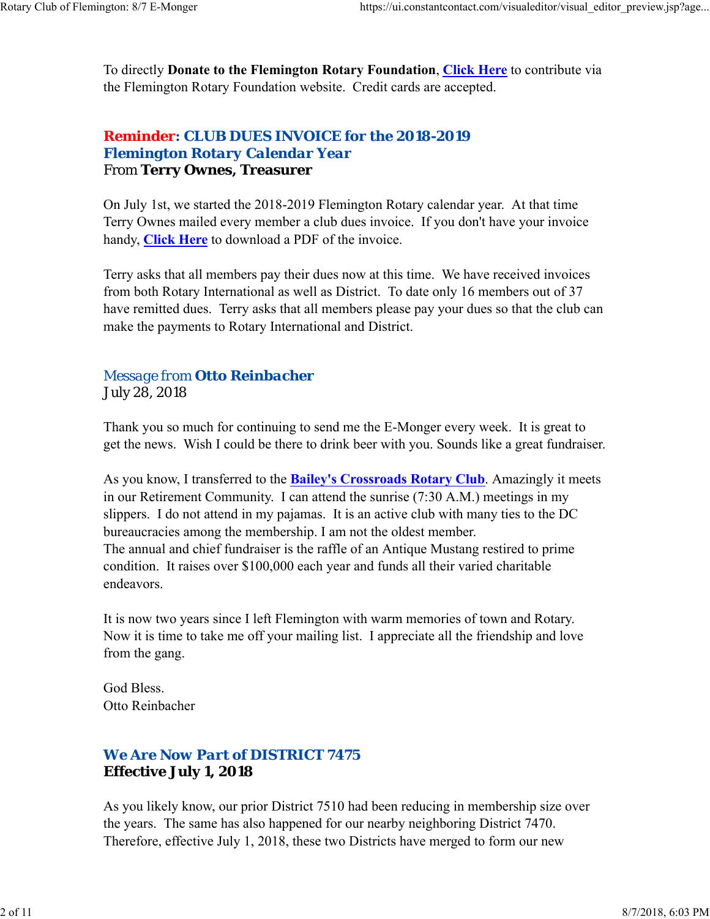To directly **Donate to the Flemington Rotary Foundation**, **Click Here** to contribute via the Flemington Rotary Foundation website. Credit cards are accepted.

## Reminder: CLUB DUES INVOICE for the 2018-2019 Flemington Rotary Calendar Year

From **Terry Ownes, Treasurer**

On July 1st, we started the 2018-2019 Flemington Rotary calendar year. At that time Terry Ownes mailed every member a club dues invoice. If you don't have your invoice handy, **Click Here** to download a PDF of the invoice.

Terry asks that all members pay their dues now at this time. We have received invoices from both Rotary International as well as District. To date only 16 members out of 37 have remitted dues. Terry asks that all members please pay your dues so that the club can make the payments to Rotary International and District.

## Message from **Otto Reinbacher**

July 28, 2018

Thank you so much for continuing to send me the E-Monger every week. It is great to get the news. Wish I could be there to drink beer with you. Sounds like a great fundraiser.

As you know, I transferred to the **Bailey's Crossroads Rotary Club**. Amazingly it meets in our Retirement Community. I can attend the sunrise (7:30 A.M.) meetings in my slippers. I do not attend in my pajamas. It is an active club with many ties to the DC bureaucracies among the membership. I am not the oldest member.
The annual and chief fundraiser is the raffle of an Antique Mustang restired to prime condition. It raises over $100,000 each year and funds all their varied charitable endeavors.

It is now two years since I left Flemington with warm memories of town and Rotary. Now it is time to take me off your mailing list. I appreciate all the friendship and love from the gang.

God Bless.
Otto Reinbacher

## We Are Now Part of DISTRICT 7475

**Effective July 1, 2018**

As you likely know, our prior District 7510 had been reducing in membership size over the years. The same has also happened for our nearby neighboring District 7470. Therefore, effective July 1, 2018, these two Districts have merged to form our new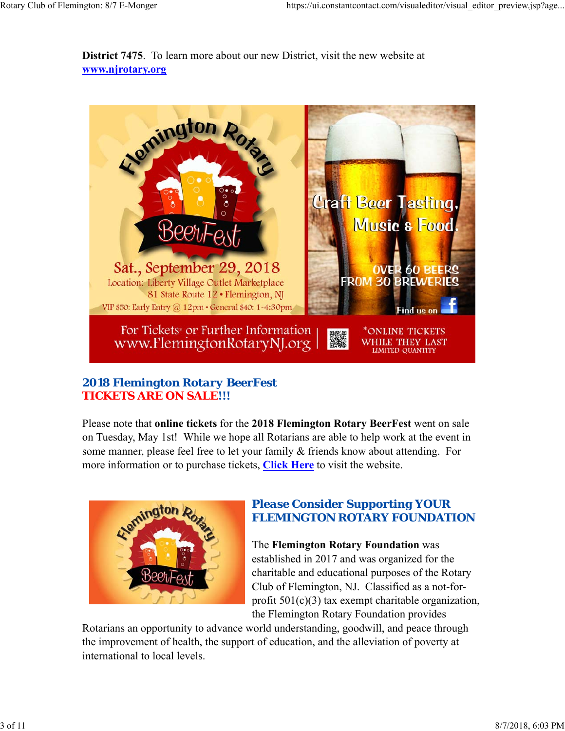**District 7475**. To learn more about our new District, visit the new website at **www.njrotary.org**

## 2018 Flemington Rotary BeerFest
## TICKETS ARE ON SALE!!!

Please note that **online tickets** for the **2018 Flemington Rotary BeerFest** went on sale on Tuesday, May 1st! While we hope all Rotarians are able to help work at the event in some manner, please feel free to let your family & friends know about attending. For more information or to purchase tickets, **Click Here** to visit the website.

## Please Consider Supporting YOUR FLEMINGTON ROTARY FOUNDATION

The **Flemington Rotary Foundation** was established in 2017 and was organized for the charitable and educational purposes of the Rotary Club of Flemington, NJ. Classified as a not-for-profit 501(c)(3) tax exempt charitable organization, the Flemington Rotary Foundation provides Rotarians an opportunity to advance world understanding, goodwill, and peace through the improvement of health, the support of education, and the alleviation of poverty at international to local levels.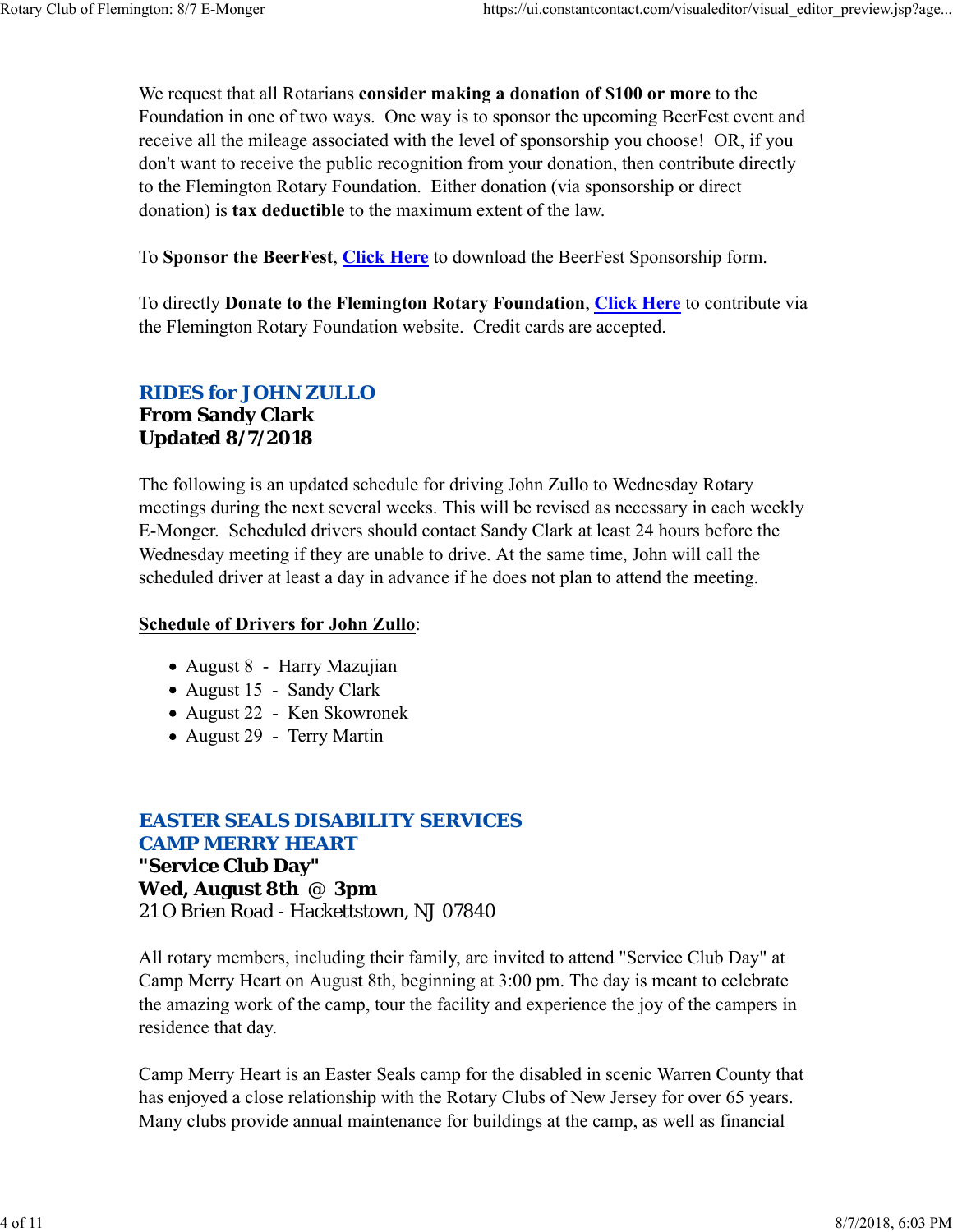We request that all Rotarians **consider making a donation of $100 or more** to the Foundation in one of two ways. One way is to sponsor the upcoming BeerFest event and receive all the mileage associated with the level of sponsorship you choose! OR, if you don't want to receive the public recognition from your donation, then contribute directly to the Flemington Rotary Foundation. Either donation (via sponsorship or direct donation) is **tax deductible** to the maximum extent of the law.

To **Sponsor the BeerFest**, **Click Here** to download the BeerFest Sponsorship form.

To directly **Donate to the Flemington Rotary Foundation**, **Click Here** to contribute via the Flemington Rotary Foundation website. Credit cards are accepted.

## RIDES for JOHN ZULLO

**From Sandy Clark**
**Updated 8/7/2018**

The following is an updated schedule for driving John Zullo to Wednesday Rotary meetings during the next several weeks. This will be revised as necessary in each weekly E-Monger. Scheduled drivers should contact Sandy Clark at least 24 hours before the Wednesday meeting if they are unable to drive. At the same time, John will call the scheduled driver at least a day in advance if he does not plan to attend the meeting.

**Schedule of Drivers for John Zullo**:

- August 8 - Harry Mazujian
- August 15 - Sandy Clark
- August 22 - Ken Skowronek
- August 29 - Terry Martin

## EASTER SEALS DISABILITY SERVICES
## CAMP MERRY HEART

**"Service Club Day"**
**Wed, August 8th @ 3pm**
21 O Brien Road - Hackettstown, NJ 07840

All rotary members, including their family, are invited to attend "Service Club Day" at Camp Merry Heart on August 8th, beginning at 3:00 pm. The day is meant to celebrate the amazing work of the camp, tour the facility and experience the joy of the campers in residence that day.

Camp Merry Heart is an Easter Seals camp for the disabled in scenic Warren County that has enjoyed a close relationship with the Rotary Clubs of New Jersey for over 65 years. Many clubs provide annual maintenance for buildings at the camp, as well as financial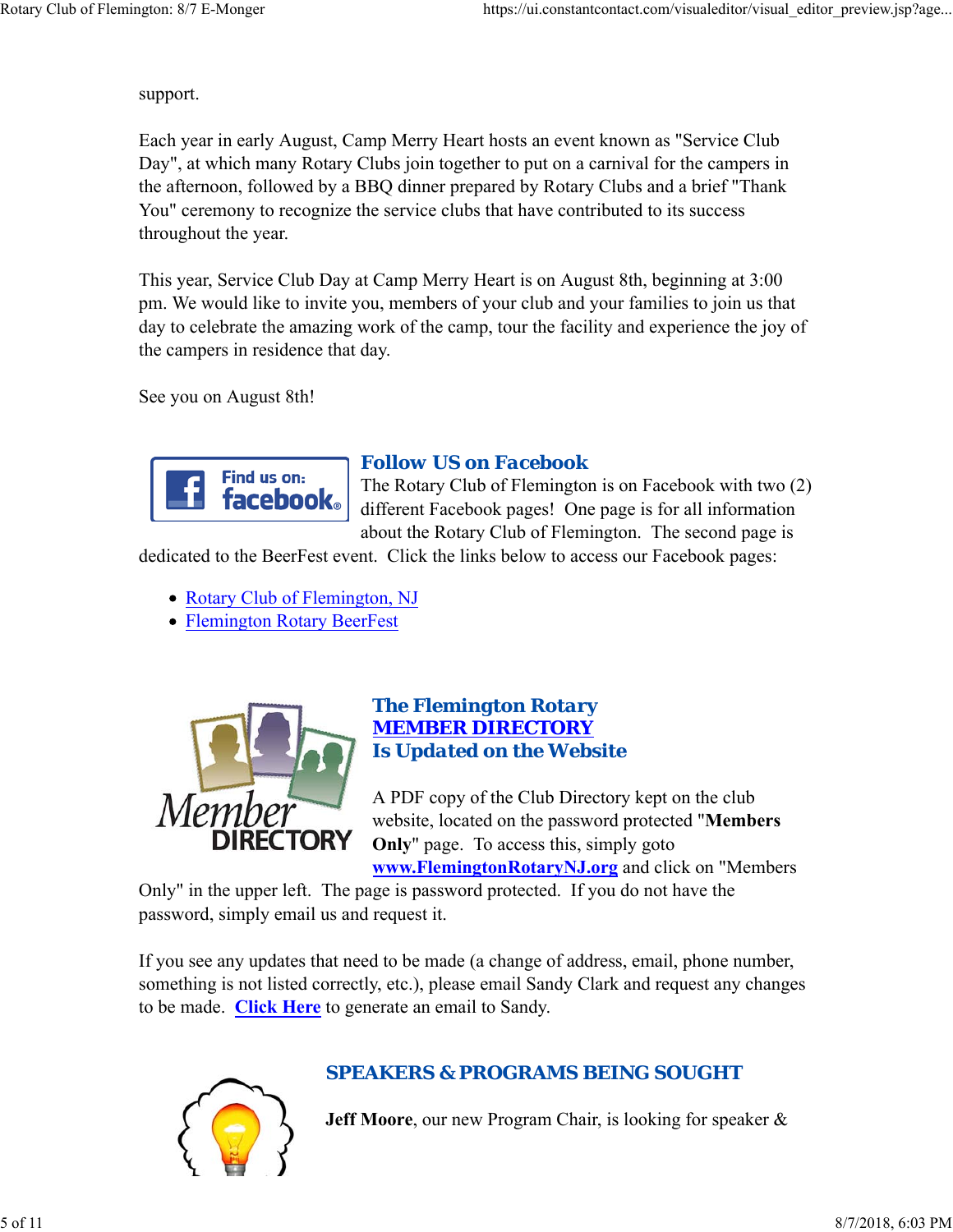support.

Each year in early August, Camp Merry Heart hosts an event known as "Service Club Day", at which many Rotary Clubs join together to put on a carnival for the campers in the afternoon, followed by a BBQ dinner prepared by Rotary Clubs and a brief "Thank You" ceremony to recognize the service clubs that have contributed to its success throughout the year.

This year, Service Club Day at Camp Merry Heart is on August 8th, beginning at 3:00 pm. We would like to invite you, members of your club and your families to join us that day to celebrate the amazing work of the camp, tour the facility and experience the joy of the campers in residence that day.

See you on August 8th!

## Follow US on Facebook

The Rotary Club of Flemington is on Facebook with two (2) different Facebook pages! One page is for all information about the Rotary Club of Flemington. The second page is dedicated to the BeerFest event. Click the links below to access our Facebook pages:

- Rotary Club of Flemington, NJ
- Flemington Rotary BeerFest

## The Flemington Rotary MEMBER DIRECTORY Is Updated on the Website

A PDF copy of the Club Directory kept on the club website, located on the password protected "**Members Only**" page. To access this, simply goto **www.FlemingtonRotaryNJ.org** and click on "Members Only" in the upper left. The page is password protected. If you do not have the password, simply email us and request it.

If you see any updates that need to be made (a change of address, email, phone number, something is not listed correctly, etc.), please email Sandy Clark and request any changes to be made. **Click Here** to generate an email to Sandy.

## SPEAKERS & PROGRAMS BEING SOUGHT

**Jeff Moore**, our new Program Chair, is looking for speaker &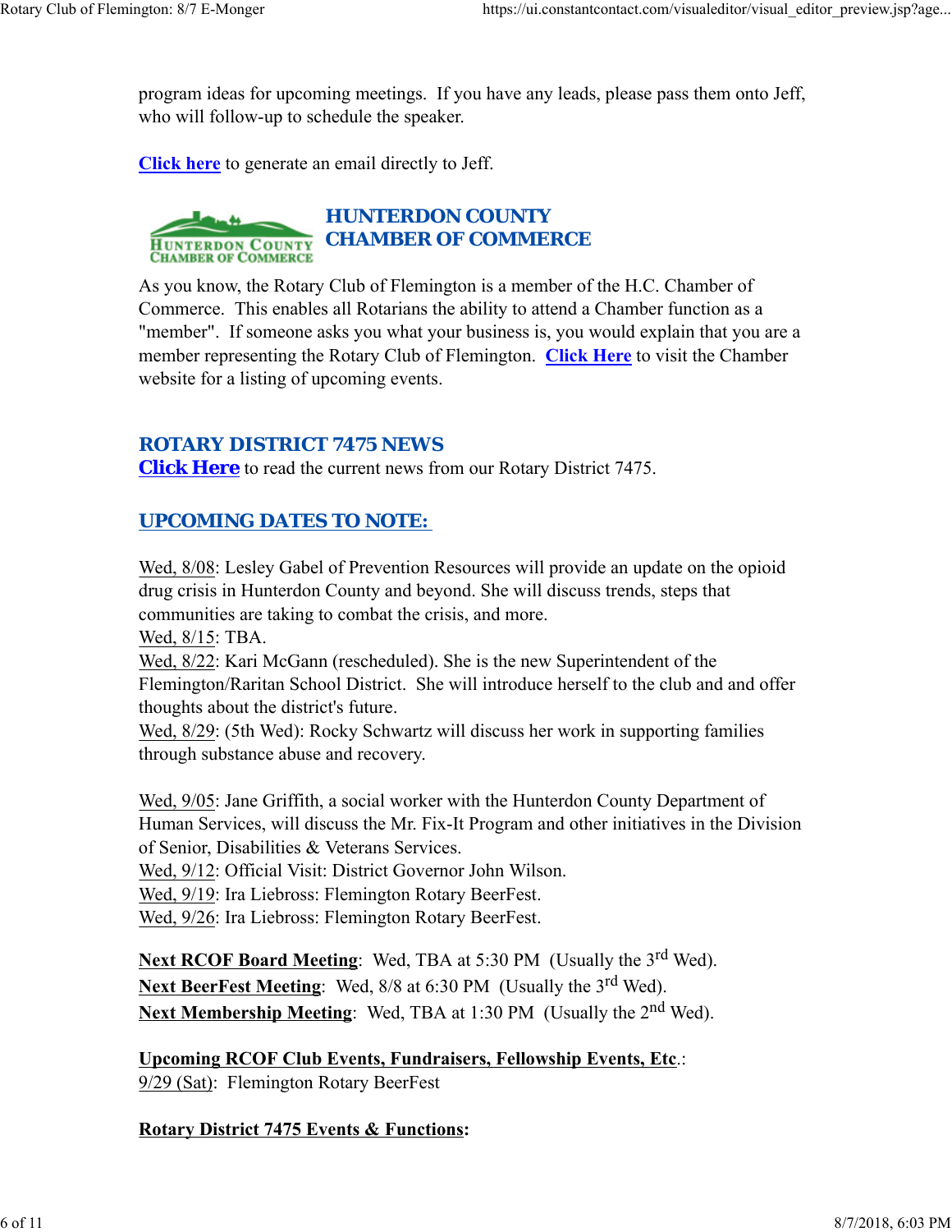program ideas for upcoming meetings. If you have any leads, please pass them onto Jeff, who will follow-up to schedule the speaker.

**Click here** to generate an email directly to Jeff.

## HUNTERDON COUNTY CHAMBER OF COMMERCE

As you know, the Rotary Club of Flemington is a member of the H.C. Chamber of Commerce. This enables all Rotarians the ability to attend a Chamber function as a "member". If someone asks you what your business is, you would explain that you are a member representing the Rotary Club of Flemington. **Click Here** to visit the Chamber website for a listing of upcoming events.

## ROTARY DISTRICT 7475 NEWS

**Click Here** to read the current news from our Rotary District 7475.

## UPCOMING DATES TO NOTE:

Wed, 8/08: Lesley Gabel of Prevention Resources will provide an update on the opioid drug crisis in Hunterdon County and beyond. She will discuss trends, steps that communities are taking to combat the crisis, and more.
Wed, 8/15: TBA.
Wed, 8/22: Kari McGann (rescheduled). She is the new Superintendent of the Flemington/Raritan School District. She will introduce herself to the club and and offer thoughts about the district's future.
Wed, 8/29: (5th Wed): Rocky Schwartz will discuss her work in supporting families through substance abuse and recovery.

Wed, 9/05: Jane Griffith, a social worker with the Hunterdon County Department of Human Services, will discuss the Mr. Fix-It Program and other initiatives in the Division of Senior, Disabilities & Veterans Services.
Wed, 9/12: Official Visit: District Governor John Wilson.
Wed, 9/19: Ira Liebross: Flemington Rotary BeerFest.
Wed, 9/26: Ira Liebross: Flemington Rotary BeerFest.

**Next RCOF Board Meeting**: Wed, TBA at 5:30 PM (Usually the 3rd Wed).
**Next BeerFest Meeting**: Wed, 8/8 at 6:30 PM (Usually the 3rd Wed).
**Next Membership Meeting**: Wed, TBA at 1:30 PM (Usually the 2nd Wed).

**Upcoming RCOF Club Events, Fundraisers, Fellowship Events, Etc**.:
9/29 (Sat): Flemington Rotary BeerFest

**Rotary District 7475 Events & Functions:**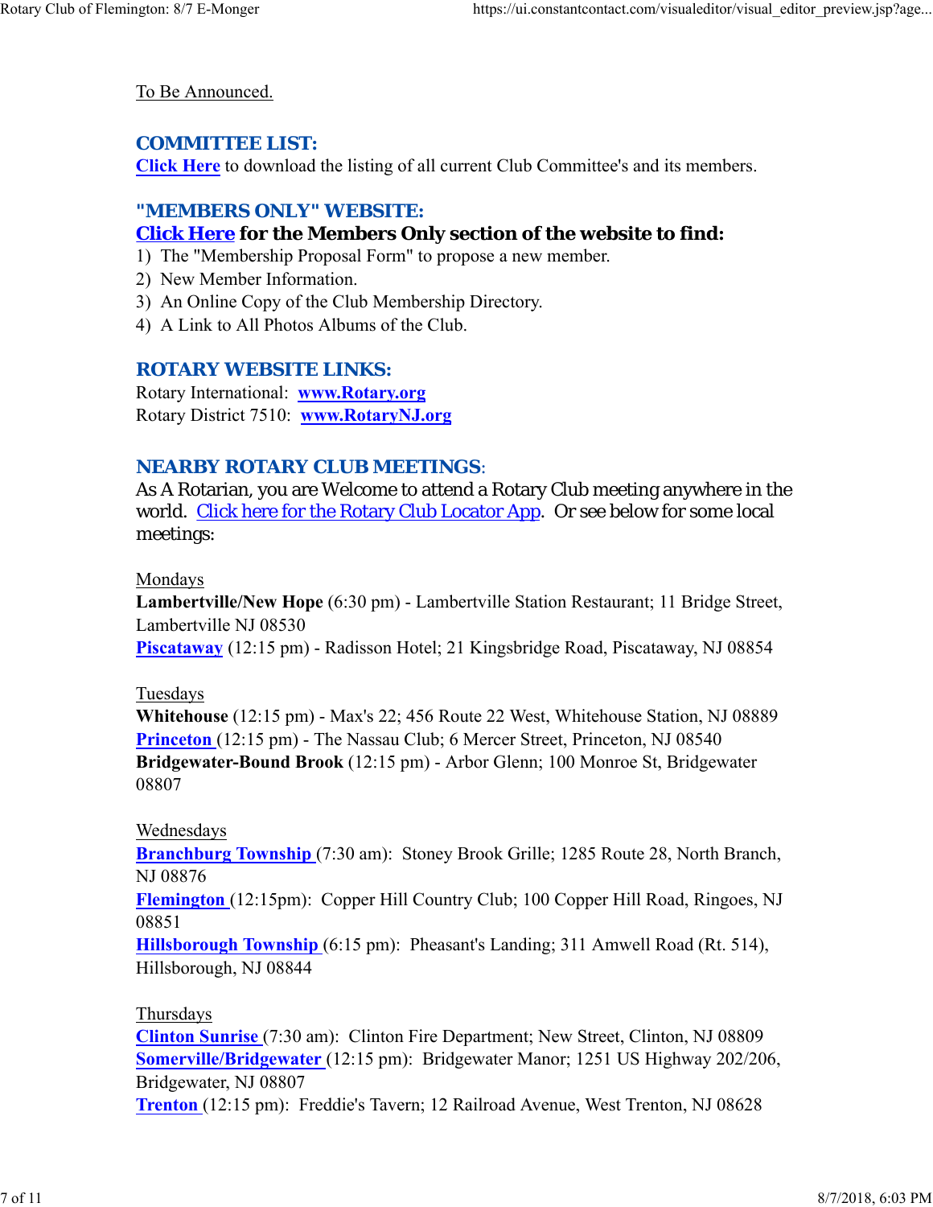To Be Announced.

## COMMITTEE LIST:

**Click Here** to download the listing of all current Club Committee's and its members.

## "MEMBERS ONLY" WEBSITE:

**Click Here for the Members Only section of the website to find:**

1) The "Membership Proposal Form" to propose a new member.
2) New Member Information.
3) An Online Copy of the Club Membership Directory.
4) A Link to All Photos Albums of the Club.

## ROTARY WEBSITE LINKS:

Rotary International: **www.Rotary.org**
Rotary District 7510: **www.RotaryNJ.org**

## NEARBY ROTARY CLUB MEETINGS:

As A Rotarian, you are Welcome to attend a Rotary Club meeting anywhere in the world. Click here for the Rotary Club Locator App. Or see below for some local meetings:

Mondays

**Lambertville/New Hope** (6:30 pm) - Lambertville Station Restaurant; 11 Bridge Street, Lambertville NJ 08530
**Piscataway** (12:15 pm) - Radisson Hotel; 21 Kingsbridge Road, Piscataway, NJ 08854

Tuesdays

**Whitehouse** (12:15 pm) - Max's 22; 456 Route 22 West, Whitehouse Station, NJ 08889
**Princeton** (12:15 pm) - The Nassau Club; 6 Mercer Street, Princeton, NJ 08540
**Bridgewater-Bound Brook** (12:15 pm) - Arbor Glenn; 100 Monroe St, Bridgewater 08807

Wednesdays

**Branchburg Township** (7:30 am): Stoney Brook Grille; 1285 Route 28, North Branch, NJ 08876
**Flemington** (12:15pm): Copper Hill Country Club; 100 Copper Hill Road, Ringoes, NJ 08851
**Hillsborough Township** (6:15 pm): Pheasant's Landing; 311 Amwell Road (Rt. 514), Hillsborough, NJ 08844

Thursdays

**Clinton Sunrise** (7:30 am): Clinton Fire Department; New Street, Clinton, NJ 08809
**Somerville/Bridgewater** (12:15 pm): Bridgewater Manor; 1251 US Highway 202/206, Bridgewater, NJ 08807
**Trenton** (12:15 pm): Freddie's Tavern; 12 Railroad Avenue, West Trenton, NJ 08628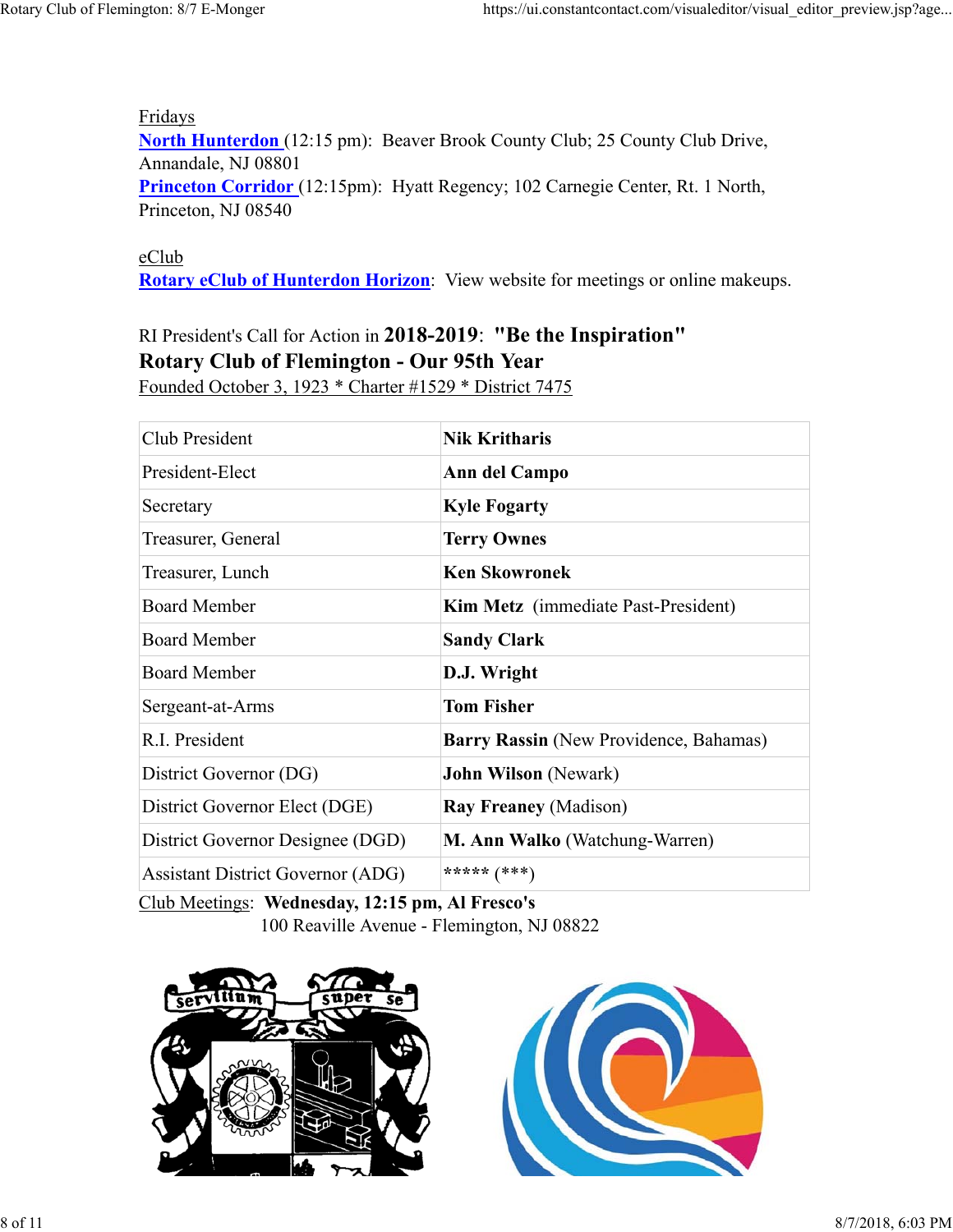Fridays

**North Hunterdon** (12:15 pm): Beaver Brook County Club; 25 County Club Drive, Annandale, NJ 08801

**Princeton Corridor** (12:15pm): Hyatt Regency; 102 Carnegie Center, Rt. 1 North, Princeton, NJ 08540

eClub

**Rotary eClub of Hunterdon Horizon**: View website for meetings or online makeups.

RI President's Call for Action in **2018-2019**: **"Be the Inspiration"**

**Rotary Club of Flemington - Our 95th Year**

Founded October 3, 1923 * Charter #1529 * District 7475

| | |
|---|---|
| Club President | **Nik Kritharis** |
| President-Elect | **Ann del Campo** |
| Secretary | **Kyle Fogarty** |
| Treasurer, General | **Terry Ownes** |
| Treasurer, Lunch | **Ken Skowronek** |
| Board Member | **Kim Metz** (immediate Past-President) |
| Board Member | **Sandy Clark** |
| Board Member | **D.J. Wright** |
| Sergeant-at-Arms | **Tom Fisher** |
| R.I. President | **Barry Rassin** (New Providence, Bahamas) |
| District Governor (DG) | **John Wilson** (Newark) |
| District Governor Elect (DGE) | **Ray Freaney** (Madison) |
| District Governor Designee (DGD) | **M. Ann Walko** (Watchung-Warren) |
| Assistant District Governor (ADG) | ***** (***) |

Club Meetings: **Wednesday, 12:15 pm, Al Fresco's**
100 Reaville Avenue - Flemington, NJ 08822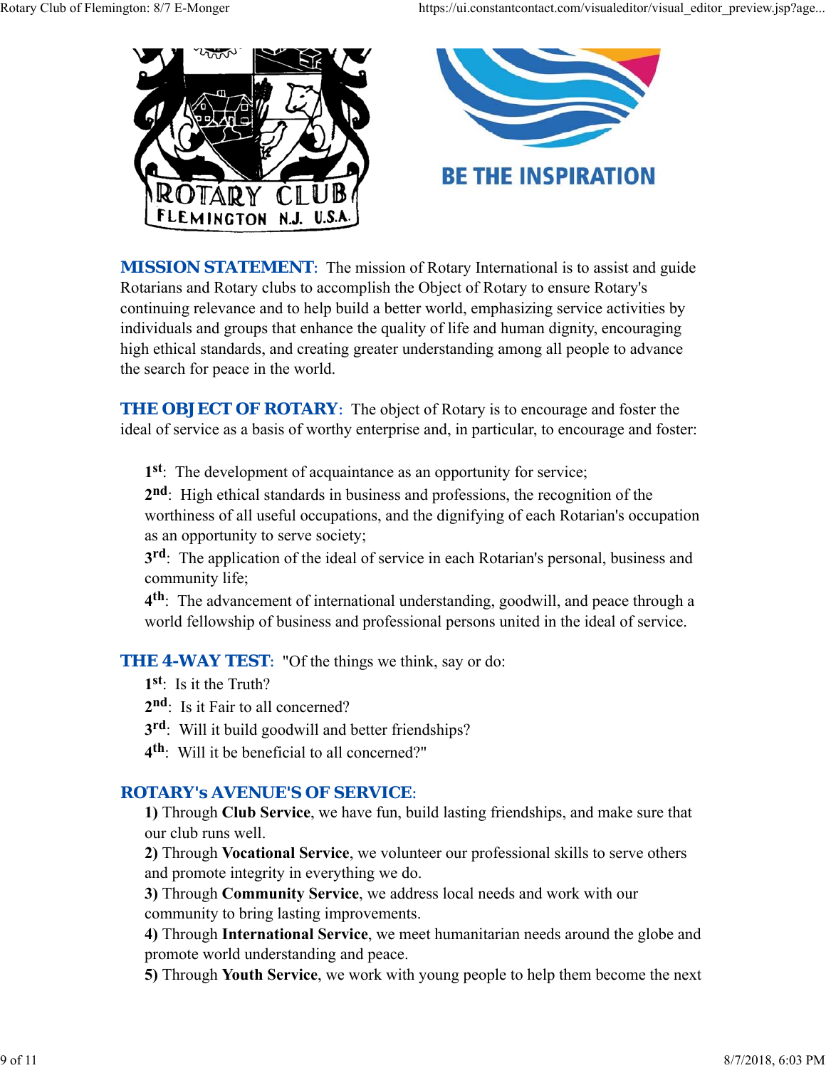BE THE INSPIRATION

**MISSION STATEMENT**: The mission of Rotary International is to assist and guide Rotarians and Rotary clubs to accomplish the Object of Rotary to ensure Rotary's continuing relevance and to help build a better world, emphasizing service activities by individuals and groups that enhance the quality of life and human dignity, encouraging high ethical standards, and creating greater understanding among all people to advance the search for peace in the world.

**THE OBJECT OF ROTARY**: The object of Rotary is to encourage and foster the ideal of service as a basis of worthy enterprise and, in particular, to encourage and foster:

**1st**: The development of acquaintance as an opportunity for service;
**2nd**: High ethical standards in business and professions, the recognition of the worthiness of all useful occupations, and the dignifying of each Rotarian's occupation as an opportunity to serve society;
**3rd**: The application of the ideal of service in each Rotarian's personal, business and community life;
**4th**: The advancement of international understanding, goodwill, and peace through a world fellowship of business and professional persons united in the ideal of service.

**THE 4-WAY TEST**: "Of the things we think, say or do:
**1st**: Is it the Truth?
**2nd**: Is it Fair to all concerned?
**3rd**: Will it build goodwill and better friendships?
**4th**: Will it be beneficial to all concerned?"

**ROTARY's AVENUE'S OF SERVICE**:
**1)** Through **Club Service**, we have fun, build lasting friendships, and make sure that our club runs well.
**2)** Through **Vocational Service**, we volunteer our professional skills to serve others and promote integrity in everything we do.
**3)** Through **Community Service**, we address local needs and work with our community to bring lasting improvements.
**4)** Through **International Service**, we meet humanitarian needs around the globe and promote world understanding and peace.
**5)** Through **Youth Service**, we work with young people to help them become the next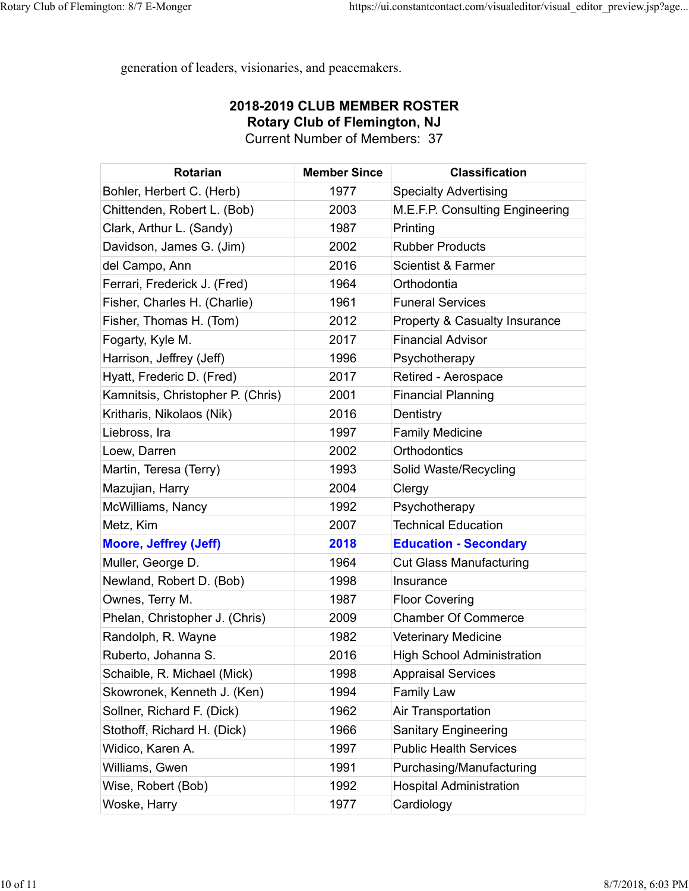generation of leaders, visionaries, and peacemakers.

**2018-2019 CLUB MEMBER ROSTER**
**Rotary Club of Flemington, NJ**
Current Number of Members: 37

| Rotarian | Member Since | Classification |
|---|---|---|
| Bohler, Herbert C. (Herb) | 1977 | Specialty Advertising |
| Chittenden, Robert L. (Bob) | 2003 | M.E.F.P. Consulting Engineering |
| Clark, Arthur L. (Sandy) | 1987 | Printing |
| Davidson, James G. (Jim) | 2002 | Rubber Products |
| del Campo, Ann | 2016 | Scientist & Farmer |
| Ferrari, Frederick J. (Fred) | 1964 | Orthodontia |
| Fisher, Charles H. (Charlie) | 1961 | Funeral Services |
| Fisher, Thomas H. (Tom) | 2012 | Property & Casualty Insurance |
| Fogarty, Kyle M. | 2017 | Financial Advisor |
| Harrison, Jeffrey (Jeff) | 1996 | Psychotherapy |
| Hyatt, Frederic D. (Fred) | 2017 | Retired - Aerospace |
| Kamnitsis, Christopher P. (Chris) | 2001 | Financial Planning |
| Kritharis, Nikolaos (Nik) | 2016 | Dentistry |
| Liebross, Ira | 1997 | Family Medicine |
| Loew, Darren | 2002 | Orthodontics |
| Martin, Teresa (Terry) | 1993 | Solid Waste/Recycling |
| Mazujian, Harry | 2004 | Clergy |
| McWilliams, Nancy | 1992 | Psychotherapy |
| Metz, Kim | 2007 | Technical Education |
| **Moore, Jeffrey (Jeff)** | **2018** | **Education - Secondary** |
| Muller, George D. | 1964 | Cut Glass Manufacturing |
| Newland, Robert D. (Bob) | 1998 | Insurance |
| Ownes, Terry M. | 1987 | Floor Covering |
| Phelan, Christopher J. (Chris) | 2009 | Chamber Of Commerce |
| Randolph, R. Wayne | 1982 | Veterinary Medicine |
| Ruberto, Johanna S. | 2016 | High School Administration |
| Schaible, R. Michael (Mick) | 1998 | Appraisal Services |
| Skowronek, Kenneth J. (Ken) | 1994 | Family Law |
| Sollner, Richard F. (Dick) | 1962 | Air Transportation |
| Stothoff, Richard H. (Dick) | 1966 | Sanitary Engineering |
| Widico, Karen A. | 1997 | Public Health Services |
| Williams, Gwen | 1991 | Purchasing/Manufacturing |
| Wise, Robert (Bob) | 1992 | Hospital Administration |
| Woske, Harry | 1977 | Cardiology |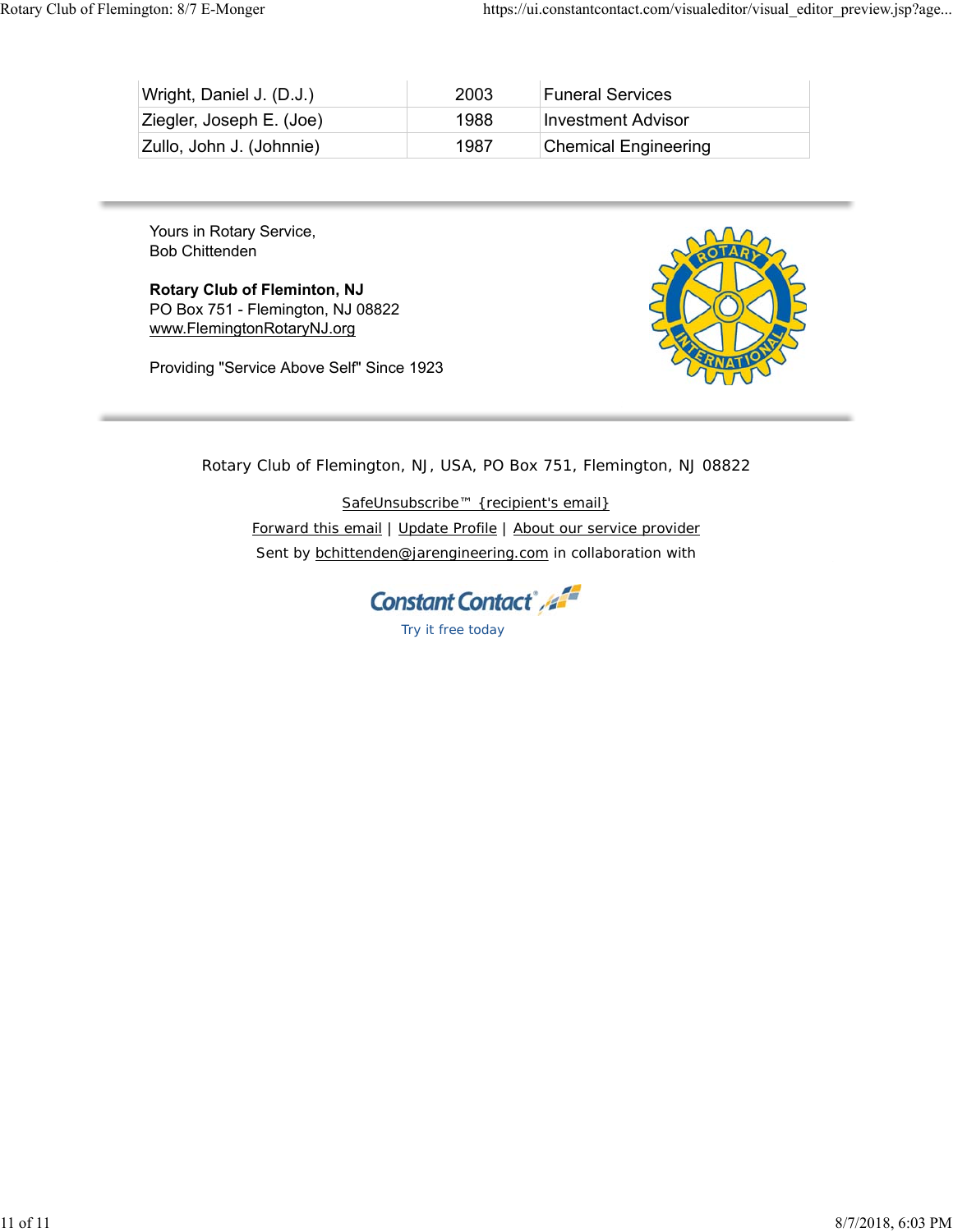| | | |
|---|---|---|
| Wright, Daniel J. (D.J.) | 2003 | Funeral Services |
| Ziegler, Joseph E. (Joe) | 1988 | Investment Advisor |
| Zullo, John J. (Johnnie) | 1987 | Chemical Engineering |

Yours in Rotary Service,
Bob Chittenden

**Rotary Club of Fleminton, NJ**
PO Box 751 - Flemington, NJ 08822
www.FlemingtonRotaryNJ.org

Providing "Service Above Self" Since 1923

Rotary Club of Flemington, NJ, USA, PO Box 751, Flemington, NJ 08822

SafeUnsubscribe™ {recipient's email}

Forward this email | Update Profile | About our service provider

Sent by bchittenden@jarengineering.com in collaboration with

Constant Contact

Try it free today